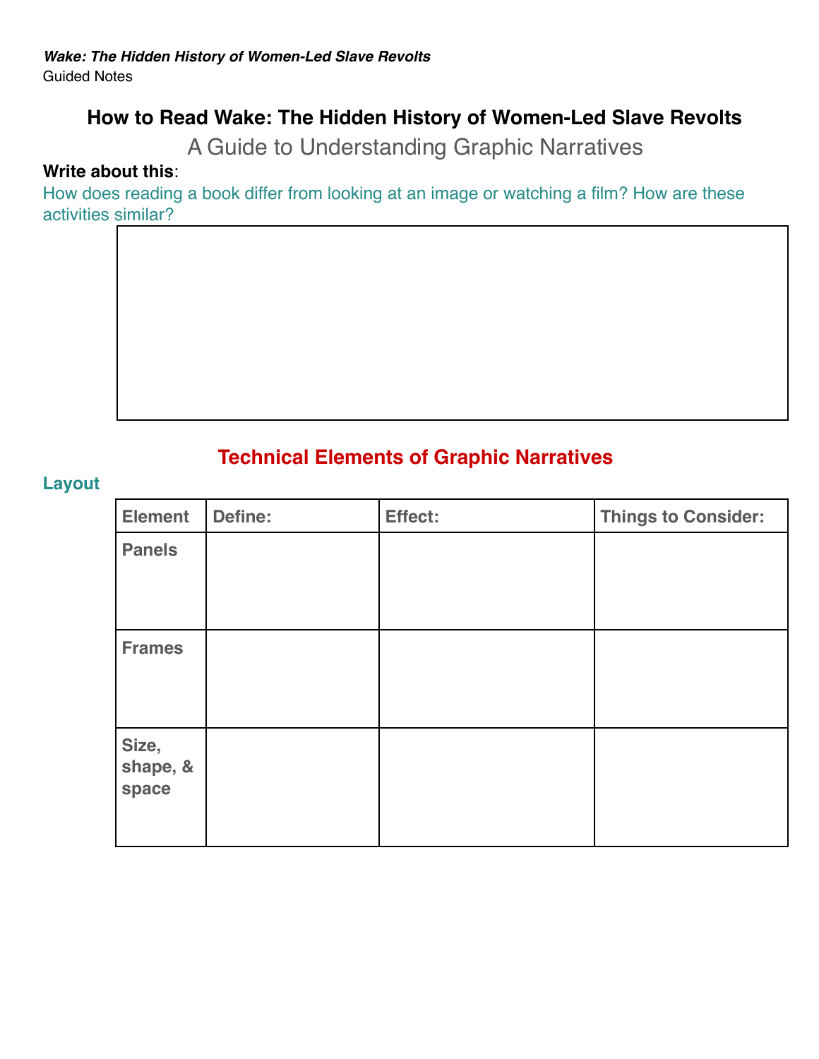***Wake: The Hidden History of Women-Led Slave Revolts***
Guided Notes

# How to Read Wake: The Hidden History of Women-Led Slave Revolts

## A Guide to Understanding Graphic Narratives

**Write about this**:
How does reading a book differ from looking at an image or watching a film? How are these activities similar?

| |
|---|
| |

## Technical Elements of Graphic Narratives

### Layout

| Element | Define: | Effect: | Things to Consider: |
|---|---|---|---|
| Panels | | | |
| Frames | | | |
| Size, shape, & space | | | |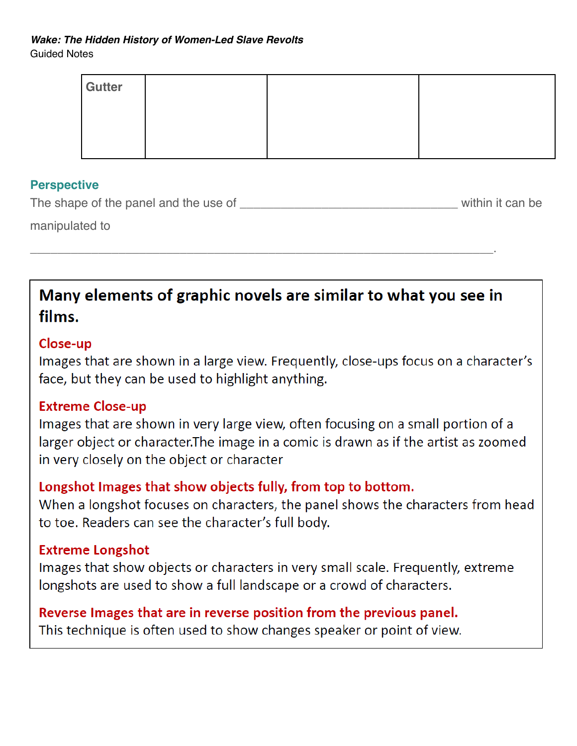***Wake: The Hidden History of Women-Led Slave Revolts***
Guided Notes

| Gutter | | | |
|---|---|---|---|
| | | | |

### Perspective

The shape of the panel and the use of ________________________________ within it can be manipulated to

______________________________________________________________________.

**Many elements of graphic novels are similar to what you see in films.**

**Close-up**
Images that are shown in a large view. Frequently, close-ups focus on a character's face, but they can be used to highlight anything.

**Extreme Close-up**
Images that are shown in very large view, often focusing on a small portion of a larger object or character.The image in a comic is drawn as if the artist as zoomed in very closely on the object or character

**Longshot Images that show objects fully, from top to bottom.**
When a longshot focuses on characters, the panel shows the characters from head to toe. Readers can see the character's full body.

**Extreme Longshot**
Images that show objects or characters in very small scale. Frequently, extreme longshots are used to show a full landscape or a crowd of characters.

**Reverse Images that are in reverse position from the previous panel.**
This technique is often used to show changes speaker or point of view.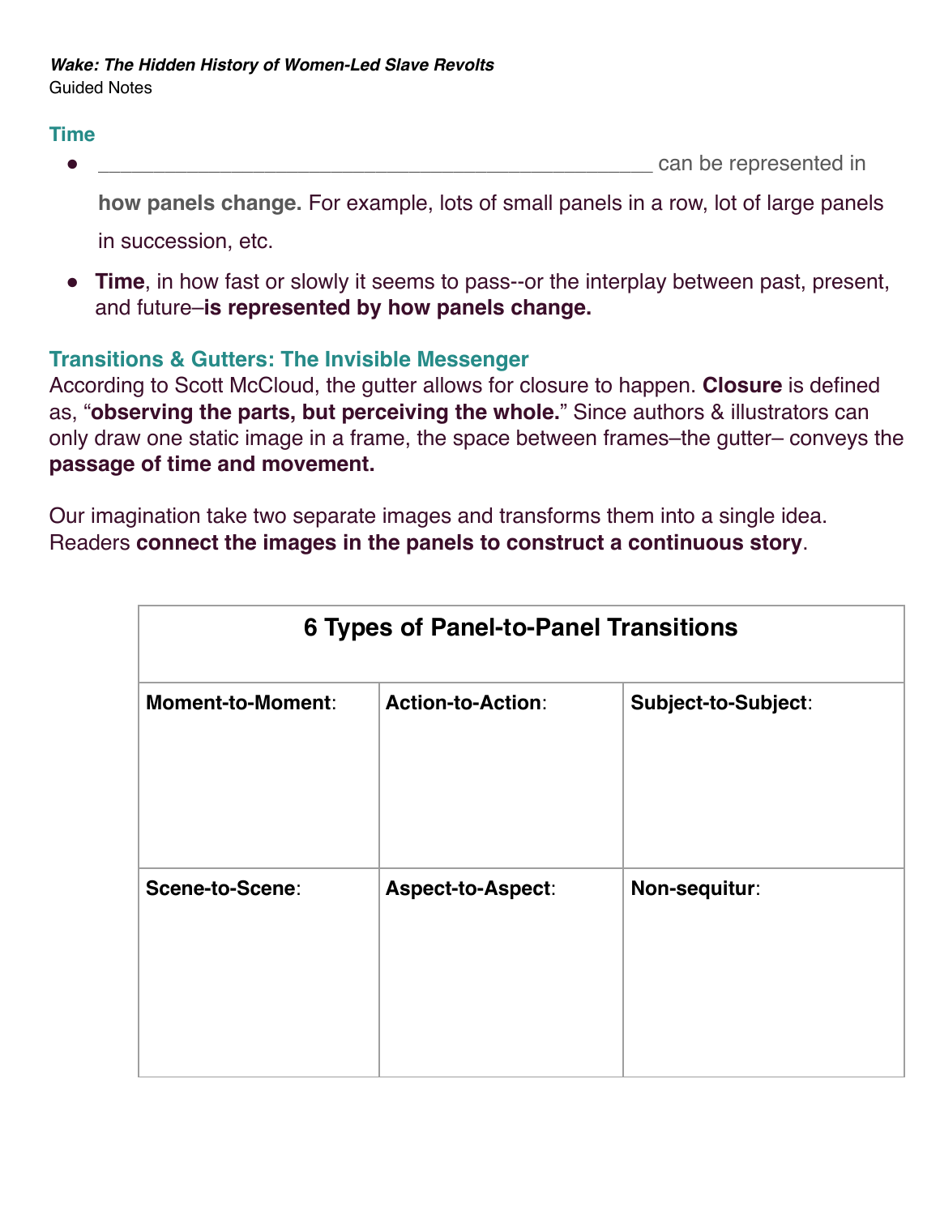*Wake: The Hidden History of Women-Led Slave Revolts*
Guided Notes

## Time

- ______________________________________________ can be represented in **how panels change.** For example, lots of small panels in a row, lot of large panels in succession, etc.
- **Time**, in how fast or slowly it seems to pass--or the interplay between past, present, and future–**is represented by how panels change.**

## Transitions & Gutters: The Invisible Messenger

According to Scott McCloud, the gutter allows for closure to happen. **Closure** is defined as, "**observing the parts, but perceiving the whole.**" Since authors & illustrators can only draw one static image in a frame, the space between frames–the gutter– conveys the **passage of time and movement.**

Our imagination take two separate images and transforms them into a single idea. Readers **connect the images in the panels to construct a continuous story**.

| 6 Types of Panel-to-Panel Transitions | | |
|---|---|---|
| **Moment-to-Moment**: | **Action-to-Action**: | **Subject-to-Subject**: |
| **Scene-to-Scene**: | **Aspect-to-Aspect**: | **Non-sequitur**: |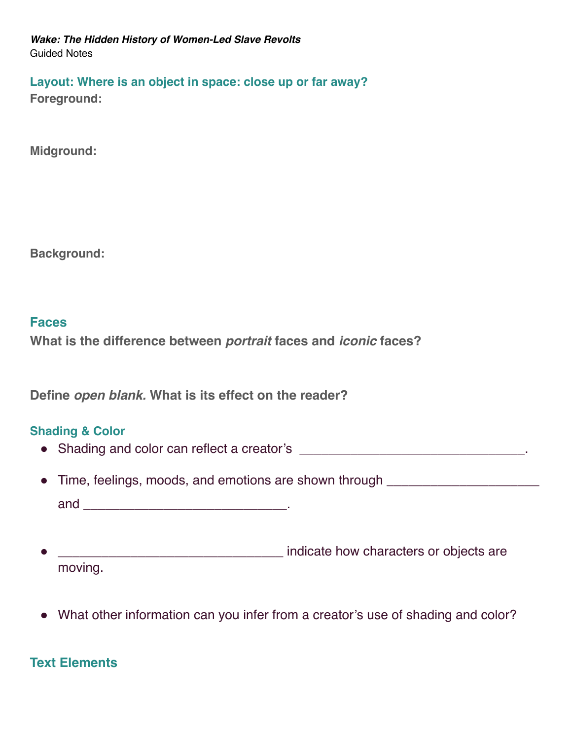***Wake: The Hidden History of Women-Led Slave Revolts***
Guided Notes

## Layout: Where is an object in space: close up or far away?

**Foreground:**

**Midground:**

**Background:**

## Faces

**What is the difference between *portrait* faces and *iconic* faces?**

**Define *open blank.* What is its effect on the reader?**

## Shading & Color

- Shading and color can reflect a creator's ______________________________.
- Time, feelings, moods, and emotions are shown through ____________________ and ___________________________.
- ______________________________ indicate how characters or objects are moving.
- What other information can you infer from a creator's use of shading and color?

## Text Elements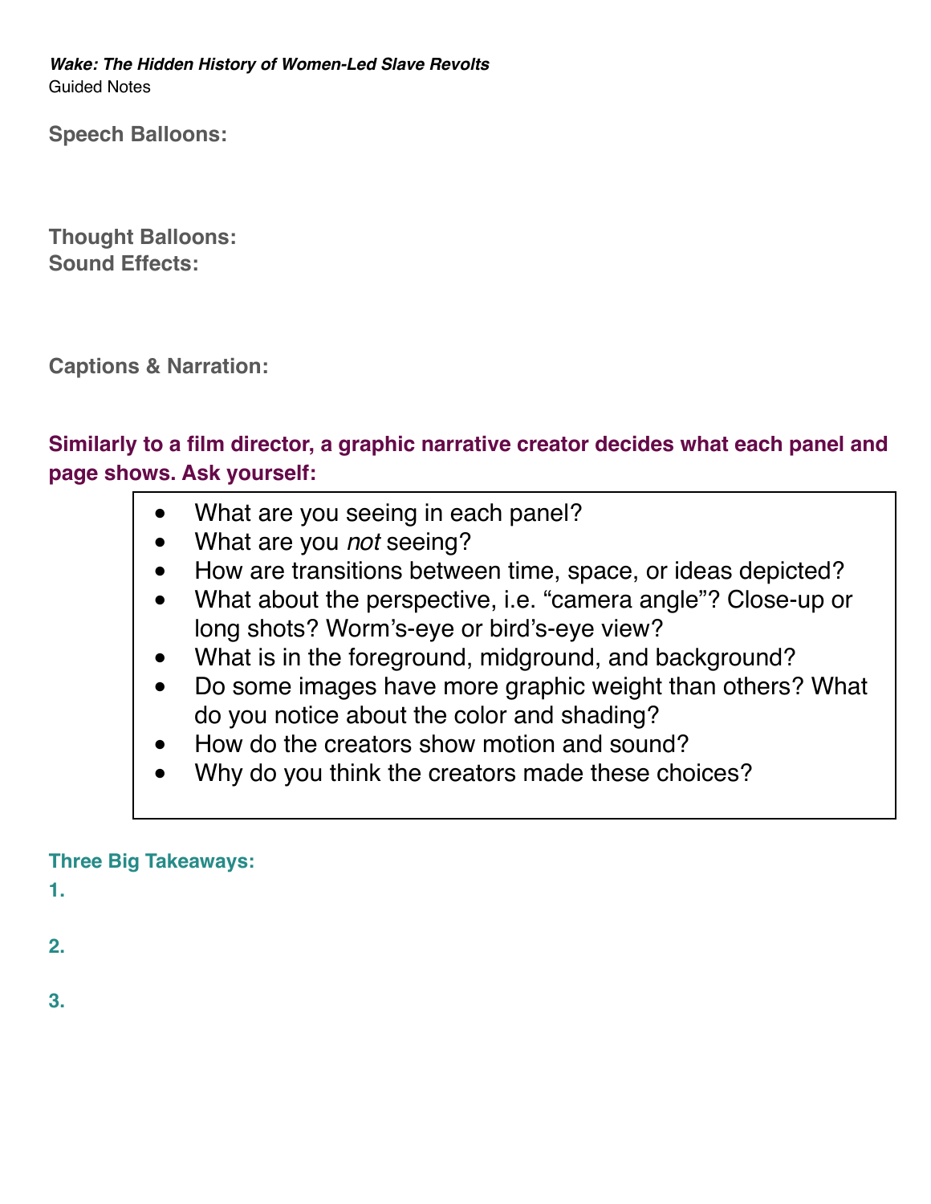***Wake: The Hidden History of Women-Led Slave Revolts***
Guided Notes

**Speech Balloons:**

**Thought Balloons:**
**Sound Effects:**

**Captions & Narration:**

**Similarly to a film director, a graphic narrative creator decides what each panel and page shows. Ask yourself:**

- What are you seeing in each panel?
- What are you *not* seeing?
- How are transitions between time, space, or ideas depicted?
- What about the perspective, i.e. "camera angle"? Close-up or long shots? Worm's-eye or bird's-eye view?
- What is in the foreground, midground, and background?
- Do some images have more graphic weight than others? What do you notice about the color and shading?
- How do the creators show motion and sound?
- Why do you think the creators made these choices?

**Three Big Takeaways:**

**1.**

**2.**

**3.**